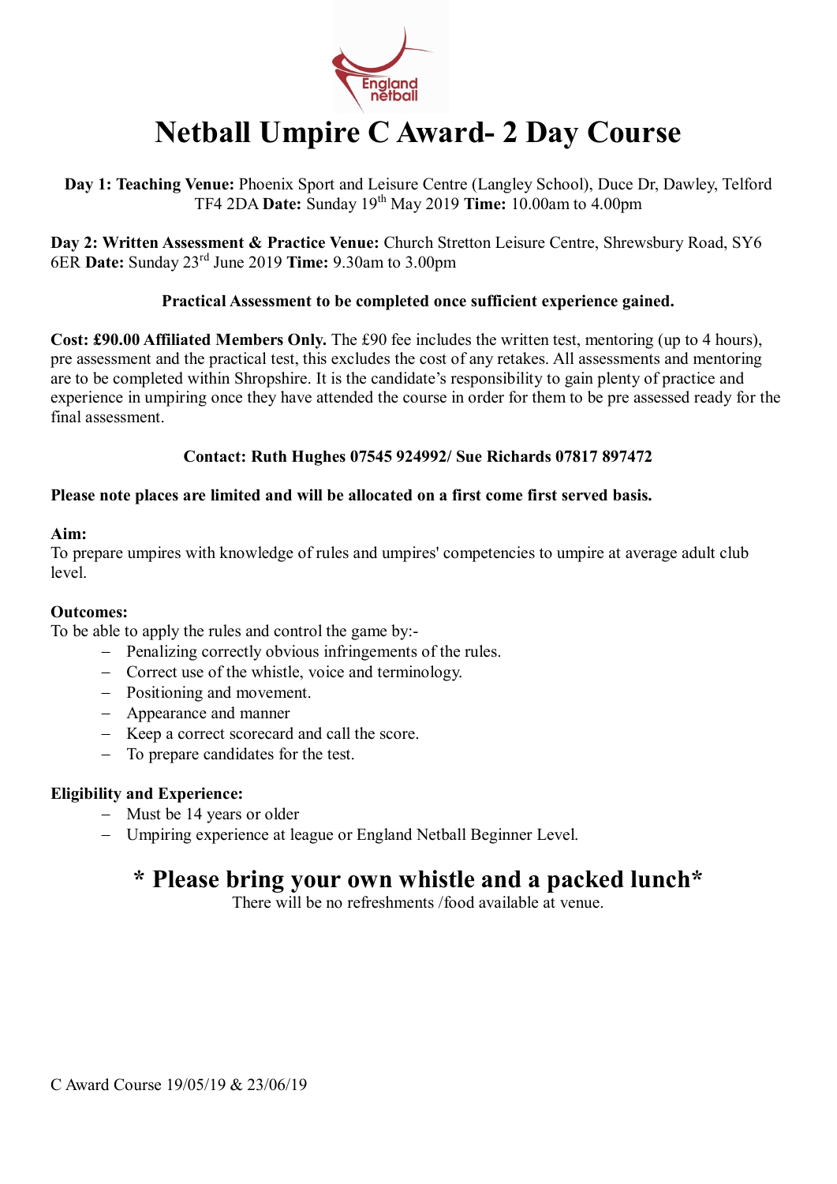# Netball Umpire C Award- 2 Day Course

**Day 1: Teaching Venue:** Phoenix Sport and Leisure Centre (Langley School), Duce Dr, Dawley, Telford TF4 2DA **Date:** Sunday 19th May 2019 **Time:** 10.00am to 4.00pm

**Day 2: Written Assessment & Practice Venue:** Church Stretton Leisure Centre, Shrewsbury Road, SY6 6ER **Date:** Sunday 23rd June 2019 **Time:** 9.30am to 3.00pm

**Practical Assessment to be completed once sufficient experience gained.**

**Cost: £90.00 Affiliated Members Only.** The £90 fee includes the written test, mentoring (up to 4 hours), pre assessment and the practical test, this excludes the cost of any retakes. All assessments and mentoring are to be completed within Shropshire. It is the candidate's responsibility to gain plenty of practice and experience in umpiring once they have attended the course in order for them to be pre assessed ready for the final assessment.

**Contact: Ruth Hughes 07545 924992/ Sue Richards 07817 897472**

**Please note places are limited and will be allocated on a first come first served basis.**

**Aim:**
To prepare umpires with knowledge of rules and umpires' competencies to umpire at average adult club level.

**Outcomes:**
To be able to apply the rules and control the game by:-

- Penalizing correctly obvious infringements of the rules.
- Correct use of the whistle, voice and terminology.
- Positioning and movement.
- Appearance and manner
- Keep a correct scorecard and call the score.
- To prepare candidates for the test.

**Eligibility and Experience:**

- Must be 14 years or older
- Umpiring experience at league or England Netball Beginner Level.

## * Please bring your own whistle and a packed lunch*

There will be no refreshments /food available at venue.

C Award Course 19/05/19 & 23/06/19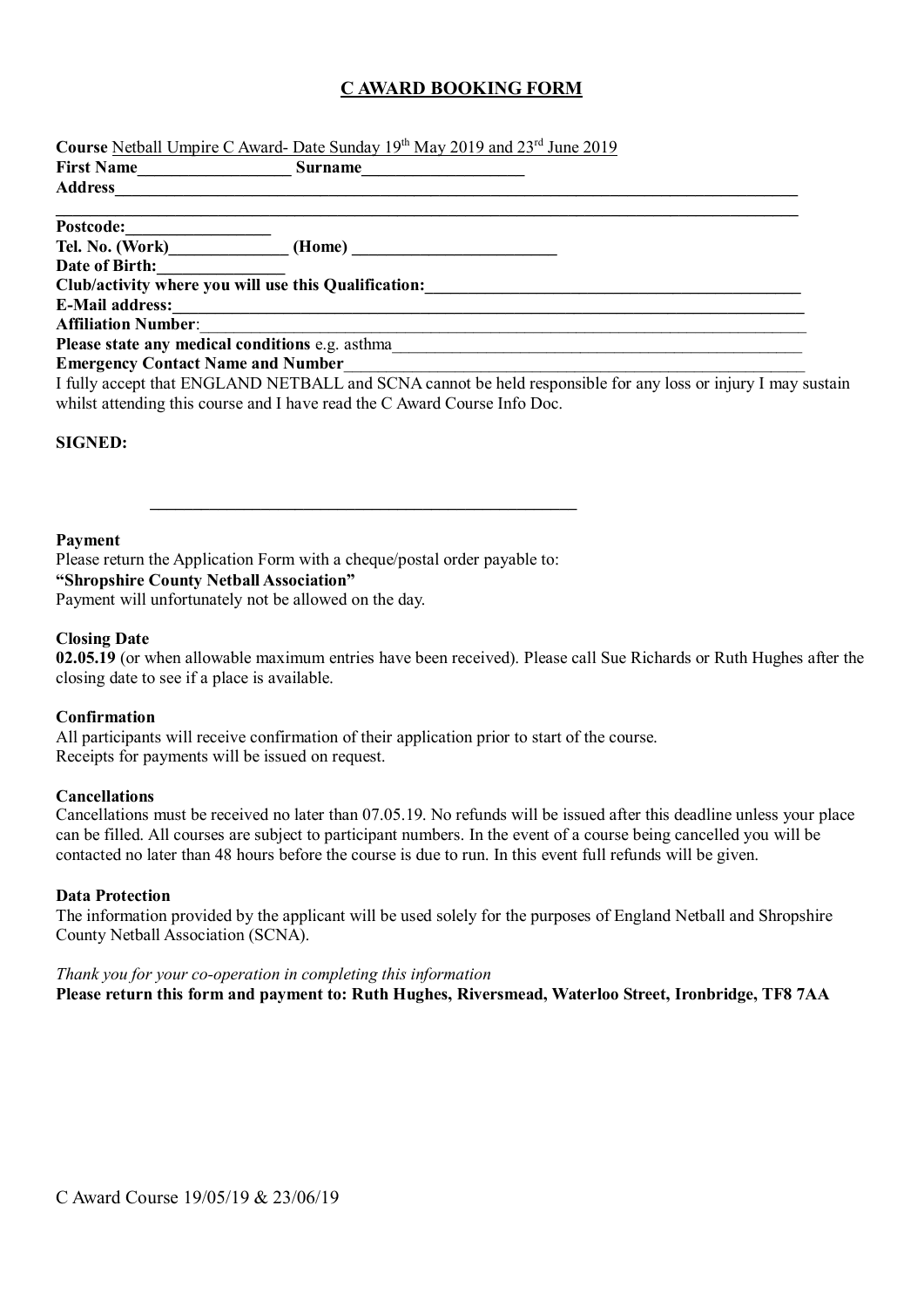# C AWARD BOOKING FORM

**Course** Netball Umpire C Award- Date Sunday 19th May 2019 and 23rd June 2019

**First Name**__________________ **Surname**___________________

**Address**_______________________________________________________________________________

_______________________________________________________________________________________

**Postcode:**_________________

**Tel. No. (Work)**______________ **(Home)** ________________________

**Date of Birth:**_______________

**Club/activity where you will use this Qualification:**_____________________________________________

**E-Mail address:**________________________________________________________________________

**Affiliation Number**:____________________________________________________________________

**Please state any medical conditions** e.g. asthma___________________________________________________

**Emergency Contact Name and Number**____________________________________________________

I fully accept that ENGLAND NETBALL and SCNA cannot be held responsible for any loss or injury I may sustain whilst attending this course and I have read the C Award Course Info Doc.

**SIGNED:**

_____________________________________________________

**Payment**

Please return the Application Form with a cheque/postal order payable to:

**"Shropshire County Netball Association"**

Payment will unfortunately not be allowed on the day.

**Closing Date**

**02.05.19** (or when allowable maximum entries have been received). Please call Sue Richards or Ruth Hughes after the closing date to see if a place is available.

**Confirmation**

All participants will receive confirmation of their application prior to start of the course.
Receipts for payments will be issued on request.

**Cancellations**

Cancellations must be received no later than 07.05.19. No refunds will be issued after this deadline unless your place can be filled. All courses are subject to participant numbers. In the event of a course being cancelled you will be contacted no later than 48 hours before the course is due to run. In this event full refunds will be given.

**Data Protection**

The information provided by the applicant will be used solely for the purposes of England Netball and Shropshire County Netball Association (SCNA).

*Thank you for your co-operation in completing this information*

**Please return this form and payment to: Ruth Hughes, Riversmead, Waterloo Street, Ironbridge, TF8 7AA**